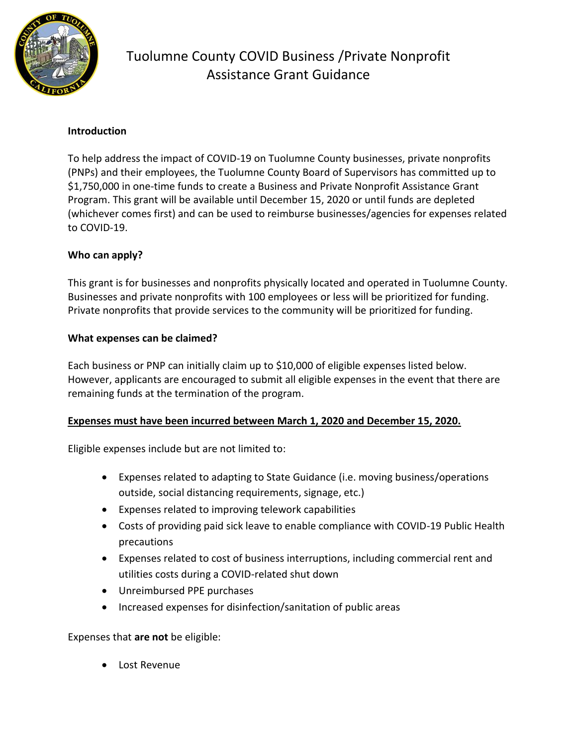# Tuolumne County COVID Business /Private Nonprofit Assistance Grant Guidance

**Introduction**

To help address the impact of COVID-19 on Tuolumne County businesses, private nonprofits (PNPs) and their employees, the Tuolumne County Board of Supervisors has committed up to $1,750,000 in one-time funds to create a Business and Private Nonprofit Assistance Grant Program. This grant will be available until December 15, 2020 or until funds are depleted (whichever comes first) and can be used to reimburse businesses/agencies for expenses related to COVID-19.

**Who can apply?**

This grant is for businesses and nonprofits physically located and operated in Tuolumne County. Businesses and private nonprofits with 100 employees or less will be prioritized for funding. Private nonprofits that provide services to the community will be prioritized for funding.

**What expenses can be claimed?**

Each business or PNP can initially claim up to $10,000 of eligible expenses listed below. However, applicants are encouraged to submit all eligible expenses in the event that there are remaining funds at the termination of the program.

**Expenses must have been incurred between March 1, 2020 and December 15, 2020.**

Eligible expenses include but are not limited to:

- Expenses related to adapting to State Guidance (i.e. moving business/operations outside, social distancing requirements, signage, etc.)
- Expenses related to improving telework capabilities
- Costs of providing paid sick leave to enable compliance with COVID-19 Public Health precautions
- Expenses related to cost of business interruptions, including commercial rent and utilities costs during a COVID-related shut down
- Unreimbursed PPE purchases
- Increased expenses for disinfection/sanitation of public areas

Expenses that **are not** be eligible:

- Lost Revenue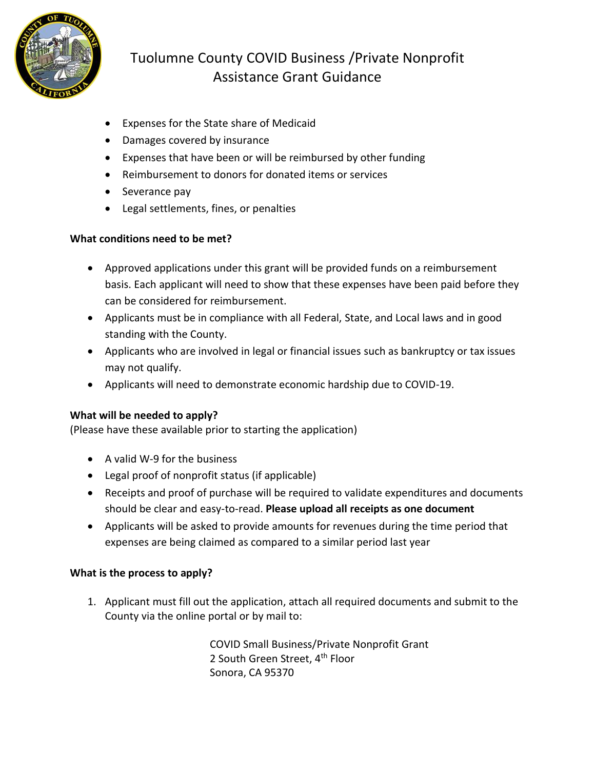- Expenses for the State share of Medicaid
- Damages covered by insurance
- Expenses that have been or will be reimbursed by other funding
- Reimbursement to donors for donated items or services
- Severance pay
- Legal settlements, fines, or penalties

**What conditions need to be met?**

- Approved applications under this grant will be provided funds on a reimbursement basis. Each applicant will need to show that these expenses have been paid before they can be considered for reimbursement.
- Applicants must be in compliance with all Federal, State, and Local laws and in good standing with the County.
- Applicants who are involved in legal or financial issues such as bankruptcy or tax issues may not qualify.
- Applicants will need to demonstrate economic hardship due to COVID-19.

**What will be needed to apply?**
(Please have these available prior to starting the application)

- A valid W-9 for the business
- Legal proof of nonprofit status (if applicable)
- Receipts and proof of purchase will be required to validate expenditures and documents should be clear and easy-to-read. **Please upload all receipts as one document**
- Applicants will be asked to provide amounts for revenues during the time period that expenses are being claimed as compared to a similar period last year

**What is the process to apply?**

1. Applicant must fill out the application, attach all required documents and submit to the County via the online portal or by mail to:

   COVID Small Business/Private Nonprofit Grant
   2 South Green Street, 4th Floor
   Sonora, CA 95370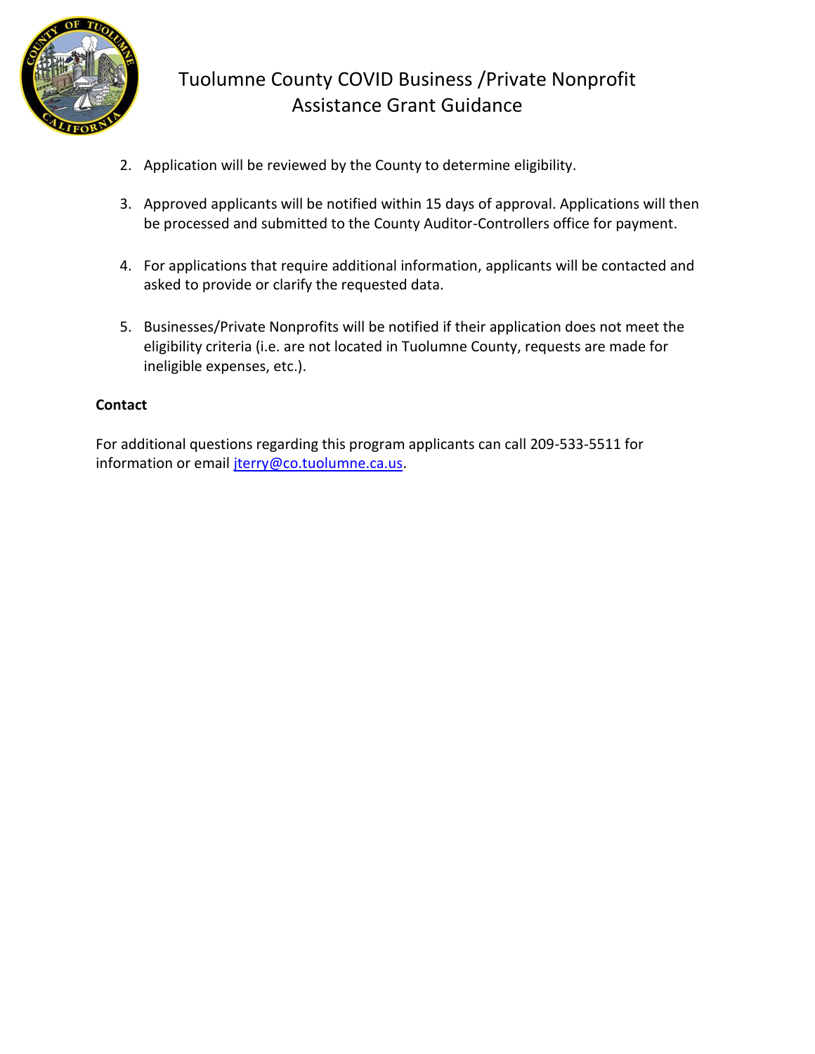2. Application will be reviewed by the County to determine eligibility.

3. Approved applicants will be notified within 15 days of approval. Applications will then be processed and submitted to the County Auditor-Controllers office for payment.

4. For applications that require additional information, applicants will be contacted and asked to provide or clarify the requested data.

5. Businesses/Private Nonprofits will be notified if their application does not meet the eligibility criteria (i.e. are not located in Tuolumne County, requests are made for ineligible expenses, etc.).

**Contact**

For additional questions regarding this program applicants can call 209-533-5511 for information or email jterry@co.tuolumne.ca.us.